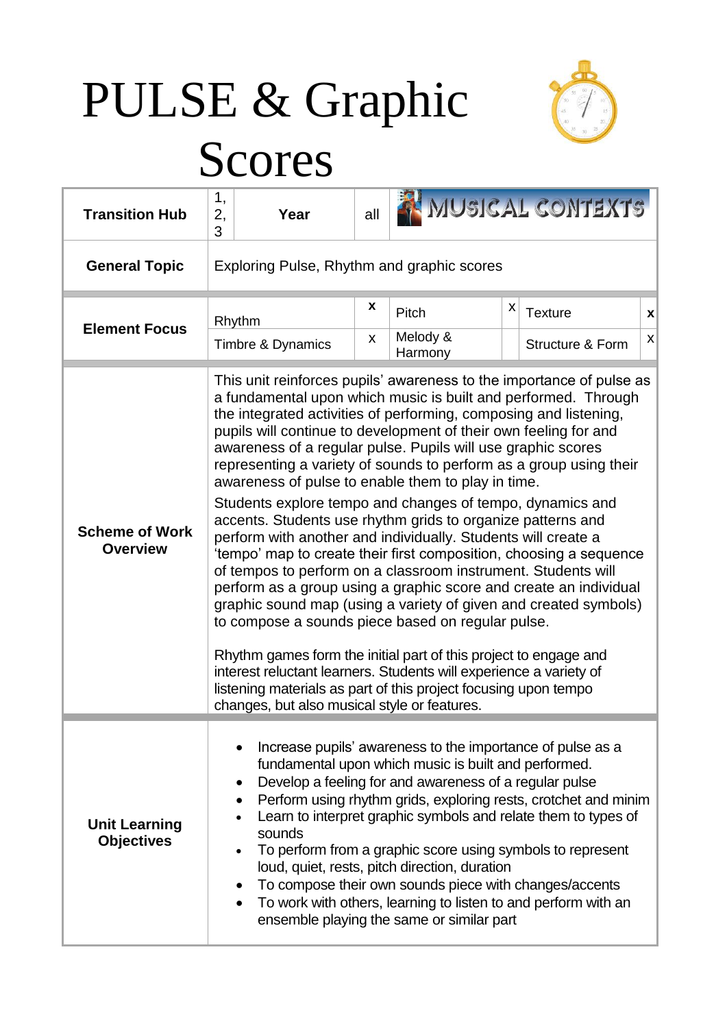# PULSE & Graphic Scores

| Transition Hub | 1, 2, 3 | Year | all | MUSICAL CONTEXTS | | |
|---|---|---|---|---|---|---|
| **General Topic** | Exploring Pulse, Rhythm and graphic scores | | | | | |
| **Element Focus** | Rhythm | x | Pitch | X | Texture | x |
| | Timbre & Dynamics | x | Melody & Harmony | | Structure & Form | x |

**Scheme of Work Overview**

This unit reinforces pupils' awareness to the importance of pulse as a fundamental upon which music is built and performed. Through the integrated activities of performing, composing and listening, pupils will continue to development of their own feeling for and awareness of a regular pulse. Pupils will use graphic scores representing a variety of sounds to perform as a group using their awareness of pulse to enable them to play in time.

Students explore tempo and changes of tempo, dynamics and accents. Students use rhythm grids to organize patterns and perform with another and individually. Students will create a 'tempo' map to create their first composition, choosing a sequence of tempos to perform on a classroom instrument. Students will perform as a group using a graphic score and create an individual graphic sound map (using a variety of given and created symbols) to compose a sounds piece based on regular pulse.

Rhythm games form the initial part of this project to engage and interest reluctant learners. Students will experience a variety of listening materials as part of this project focusing upon tempo changes, but also musical style or features.

**Unit Learning Objectives**

- Increase pupils' awareness to the importance of pulse as a fundamental upon which music is built and performed.
- Develop a feeling for and awareness of a regular pulse
- Perform using rhythm grids, exploring rests, crotchet and minim
- Learn to interpret graphic symbols and relate them to types of sounds
- To perform from a graphic score using symbols to represent loud, quiet, rests, pitch direction, duration
- To compose their own sounds piece with changes/accents
- To work with others, learning to listen to and perform with an ensemble playing the same or similar part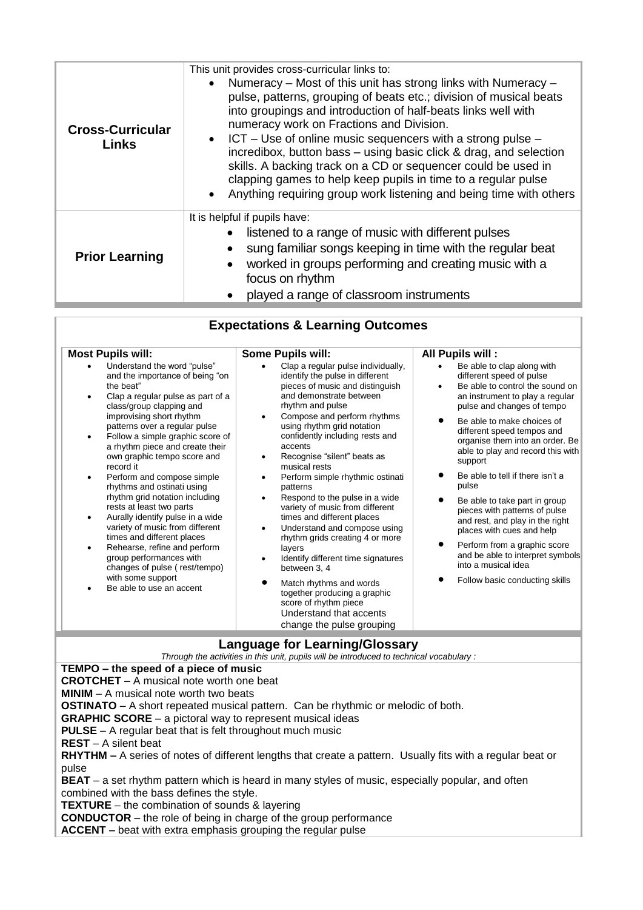| **Cross-Curricular Links** | This unit provides cross-curricular links to:<br>• Numeracy – Most of this unit has strong links with Numeracy – pulse, patterns, grouping of beats etc.; division of musical beats into groupings and introduction of half-beats links well with numeracy work on Fractions and Division.<br>• ICT – Use of online music sequencers with a strong pulse – incredibox, button bass – using basic click & drag, and selection skills. A backing track on a CD or sequencer could be used in clapping games to help keep pupils in time to a regular pulse<br>• Anything requiring group work listening and being time with others |
|---|---|
| **Prior Learning** | It is helpful if pupils have:<br>• listened to a range of music with different pulses<br>• sung familiar songs keeping in time with the regular beat<br>• worked in groups performing and creating music with a focus on rhythm<br>• played a range of classroom instruments |

## Expectations & Learning Outcomes

| **Most Pupils will:** | **Some Pupils will:** | **All Pupils will :** |
|---|---|---|
| • Understand the word "pulse" and the importance of being "on the beat"<br>• Clap a regular pulse as part of a class/group clapping and improvising short rhythm patterns over a regular pulse<br>• Follow a simple graphic score of a rhythm piece and create their own graphic tempo score and record it<br>• Perform and compose simple rhythms and ostinati using rhythm grid notation including rests at least two parts<br>• Aurally identify pulse in a wide variety of music from different times and different places<br>• Rehearse, refine and perform group performances with changes of pulse ( rest/tempo) with some support<br>• Be able to use an accent | • Clap a regular pulse individually, identify the pulse in different pieces of music and distinguish and demonstrate between rhythm and pulse<br>• Compose and perform rhythms using rhythm grid notation confidently including rests and accents<br>• Recognise "silent" beats as musical rests<br>• Perform simple rhythmic ostinati patterns<br>• Respond to the pulse in a wide variety of music from different times and different places<br>• Understand and compose using rhythm grids creating 4 or more layers<br>• Identify different time signatures between 3, 4<br>• Match rhythms and words together producing a graphic score of rhythm piece<br>Understand that accents change the pulse grouping | • Be able to clap along with different speed of pulse<br>• Be able to control the sound on an instrument to play a regular pulse and changes of tempo<br>• Be able to make choices of different speed tempos and organise them into an order. Be able to play and record this with support<br>• Be able to tell if there isn't a pulse<br>• Be able to take part in group pieces with patterns of pulse and rest, and play in the right places with cues and help<br>• Perform from a graphic score and be able to interpret symbols into a musical idea<br>• Follow basic conducting skills |

## Language for Learning/Glossary

*Through the activities in this unit, pupils will be introduced to technical vocabulary :*

**TEMPO – the speed of a piece of music**
**CROTCHET** – A musical note worth one beat
**MINIM** – A musical note worth two beats
**OSTINATO** – A short repeated musical pattern. Can be rhythmic or melodic of both.
**GRAPHIC SCORE** – a pictoral way to represent musical ideas
**PULSE** – A regular beat that is felt throughout much music
**REST** – A silent beat
**RHYTHM –** A series of notes of different lengths that create a pattern. Usually fits with a regular beat or pulse
**BEAT** – a set rhythm pattern which is heard in many styles of music, especially popular, and often combined with the bass defines the style.
**TEXTURE** – the combination of sounds & layering
**CONDUCTOR** – the role of being in charge of the group performance
**ACCENT –** beat with extra emphasis grouping the regular pulse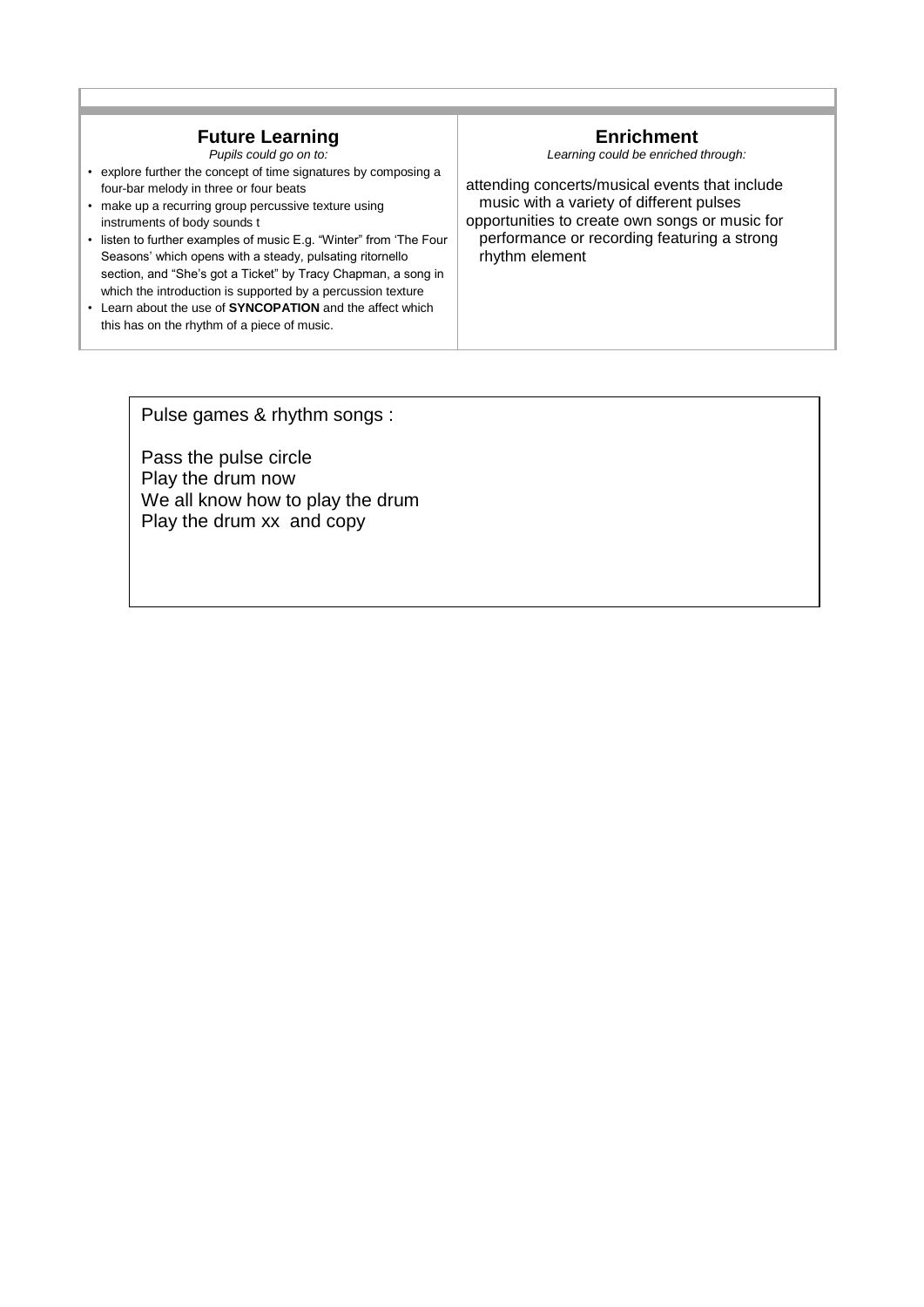## Future Learning

*Pupils could go on to:*

- explore further the concept of time signatures by composing a four-bar melody in three or four beats
- make up a recurring group percussive texture using instruments of body sounds t
- listen to further examples of music E.g. "Winter" from 'The Four Seasons' which opens with a steady, pulsating ritornello section, and "She's got a Ticket" by Tracy Chapman, a song in which the introduction is supported by a percussion texture
- Learn about the use of **SYNCOPATION** and the affect which this has on the rhythm of a piece of music.

## Enrichment

*Learning could be enriched through:*

attending concerts/musical events that include music with a variety of different pulses

opportunities to create own songs or music for performance or recording featuring a strong rhythm element

Pulse games & rhythm songs :

Pass the pulse circle
Play the drum now
We all know how to play the drum
Play the drum xx and copy